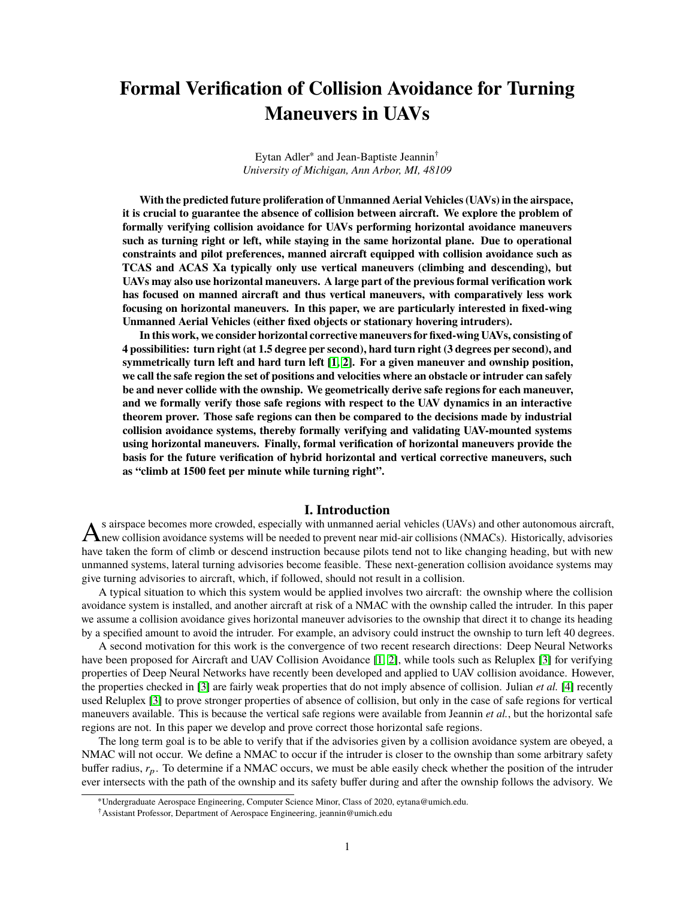# Formal Verification of Collision Avoidance for Turning Maneuvers in UAVs

Eytan Adler* and Jean-Baptiste Jeannin†
*University of Michigan, Ann Arbor, MI, 48109*

**With the predicted future proliferation of Unmanned Aerial Vehicles (UAVs) in the airspace, it is crucial to guarantee the absence of collision between aircraft. We explore the problem of formally verifying collision avoidance for UAVs performing horizontal avoidance maneuvers such as turning right or left, while staying in the same horizontal plane. Due to operational constraints and pilot preferences, manned aircraft equipped with collision avoidance such as TCAS and ACAS Xa typically only use vertical maneuvers (climbing and descending), but UAVs may also use horizontal maneuvers. A large part of the previous formal verification work has focused on manned aircraft and thus vertical maneuvers, with comparatively less work focusing on horizontal maneuvers. In this paper, we are particularly interested in fixed-wing Unmanned Aerial Vehicles (either fixed objects or stationary hovering intruders).**

**In this work, we consider horizontal corrective maneuvers for fixed-wing UAVs, consisting of 4 possibilities: turn right (at 1.5 degree per second), hard turn right (3 degrees per second), and symmetrically turn left and hard turn left [1, 2]. For a given maneuver and ownship position, we call the safe region the set of positions and velocities where an obstacle or intruder can safely be and never collide with the ownship. We geometrically derive safe regions for each maneuver, and we formally verify those safe regions with respect to the UAV dynamics in an interactive theorem prover. Those safe regions can then be compared to the decisions made by industrial collision avoidance systems, thereby formally verifying and validating UAV-mounted systems using horizontal maneuvers. Finally, formal verification of horizontal maneuvers provide the basis for the future verification of hybrid horizontal and vertical corrective maneuvers, such as "climb at 1500 feet per minute while turning right".**

## I. Introduction

As airspace becomes more crowded, especially with unmanned aerial vehicles (UAVs) and other autonomous aircraft, new collision avoidance systems will be needed to prevent near mid-air collisions (NMACs). Historically, advisories have taken the form of climb or descend instruction because pilots tend not to like changing heading, but with new unmanned systems, lateral turning advisories become feasible. These next-generation collision avoidance systems may give turning advisories to aircraft, which, if followed, should not result in a collision.

A typical situation to which this system would be applied involves two aircraft: the ownship where the collision avoidance system is installed, and another aircraft at risk of a NMAC with the ownship called the intruder. In this paper we assume a collision avoidance gives horizontal maneuver advisories to the ownship that direct it to change its heading by a specified amount to avoid the intruder. For example, an advisory could instruct the ownship to turn left 40 degrees.

A second motivation for this work is the convergence of two recent research directions: Deep Neural Networks have been proposed for Aircraft and UAV Collision Avoidance [1, 2], while tools such as Reluplex [3] for verifying properties of Deep Neural Networks have recently been developed and applied to UAV collision avoidance. However, the properties checked in [3] are fairly weak properties that do not imply absence of collision. Julian *et al.* [4] recently used Reluplex [3] to prove stronger properties of absence of collision, but only in the case of safe regions for vertical maneuvers available. This is because the vertical safe regions were available from Jeannin *et al.*, but the horizontal safe regions are not. In this paper we develop and prove correct those horizontal safe regions.

The long term goal is to be able to verify that if the advisories given by a collision avoidance system are obeyed, a NMAC will not occur. We define a NMAC to occur if the intruder is closer to the ownship than some arbitrary safety buffer radius, $r_p$. To determine if a NMAC occurs, we must be able easily check whether the position of the intruder ever intersects with the path of the ownship and its safety buffer during and after the ownship follows the advisory. We

*Undergraduate Aerospace Engineering, Computer Science Minor, Class of 2020, eytana@umich.edu.

†Assistant Professor, Department of Aerospace Engineering, jeannin@umich.edu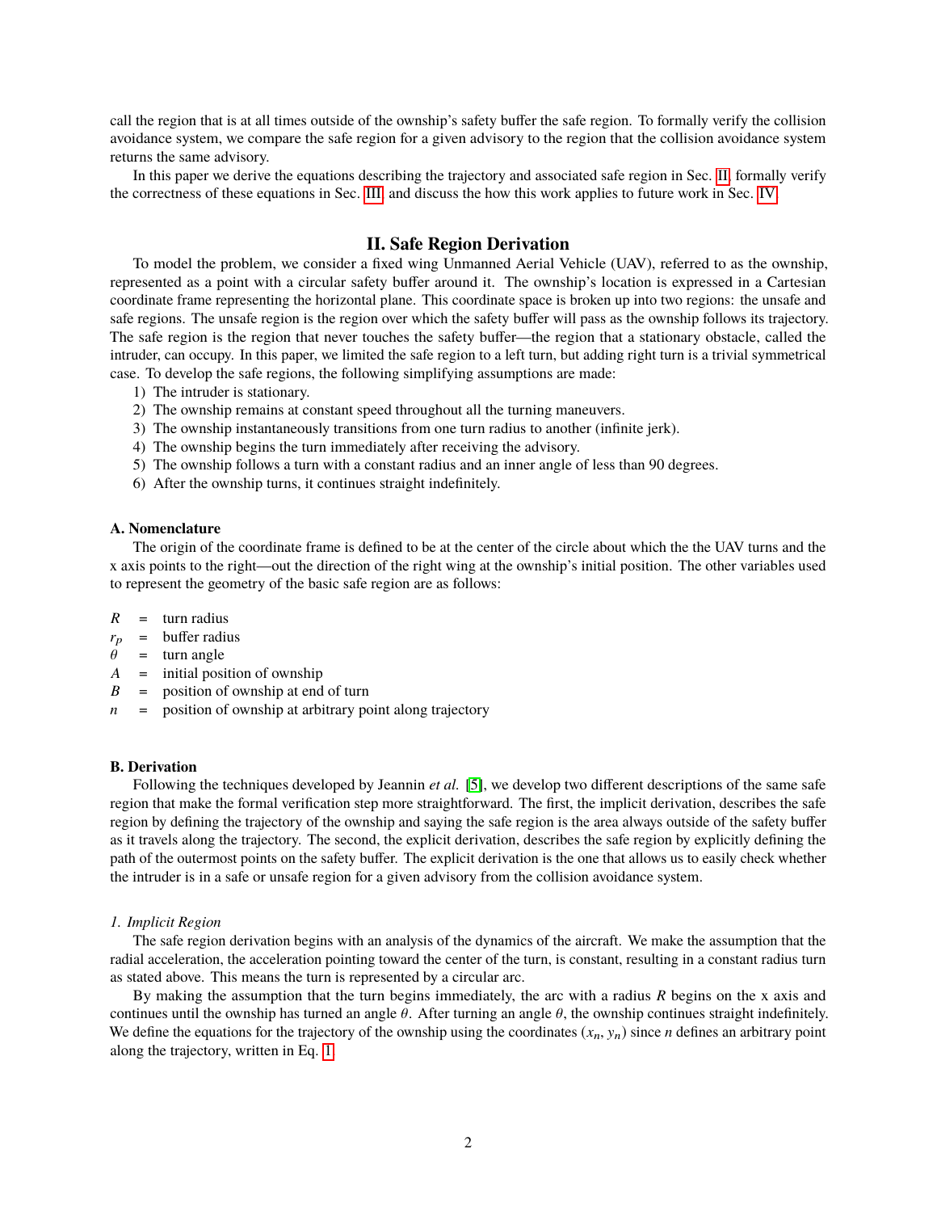call the region that is at all times outside of the ownship's safety buffer the safe region. To formally verify the collision avoidance system, we compare the safe region for a given advisory to the region that the collision avoidance system returns the same advisory.

In this paper we derive the equations describing the trajectory and associated safe region in Sec. II, formally verify the correctness of these equations in Sec. III, and discuss the how this work applies to future work in Sec. IV.

## II. Safe Region Derivation

To model the problem, we consider a fixed wing Unmanned Aerial Vehicle (UAV), referred to as the ownship, represented as a point with a circular safety buffer around it. The ownship's location is expressed in a Cartesian coordinate frame representing the horizontal plane. This coordinate space is broken up into two regions: the unsafe and safe regions. The unsafe region is the region over which the safety buffer will pass as the ownship follows its trajectory. The safe region is the region that never touches the safety buffer—the region that a stationary obstacle, called the intruder, can occupy. In this paper, we limited the safe region to a left turn, but adding right turn is a trivial symmetrical case. To develop the safe regions, the following simplifying assumptions are made:

1) The intruder is stationary.
2) The ownship remains at constant speed throughout all the turning maneuvers.
3) The ownship instantaneously transitions from one turn radius to another (infinite jerk).
4) The ownship begins the turn immediately after receiving the advisory.
5) The ownship follows a turn with a constant radius and an inner angle of less than 90 degrees.
6) After the ownship turns, it continues straight indefinitely.

### A. Nomenclature

The origin of the coordinate frame is defined to be at the center of the circle about which the the UAV turns and the x axis points to the right—out the direction of the right wing at the ownship's initial position. The other variables used to represent the geometry of the basic safe region are as follows:

$R$ = turn radius
$r_p$ = buffer radius
$\theta$ = turn angle
$A$ = initial position of ownship
$B$ = position of ownship at end of turn
$n$ = position of ownship at arbitrary point along trajectory

### B. Derivation

Following the techniques developed by Jeannin *et al.* [5], we develop two different descriptions of the same safe region that make the formal verification step more straightforward. The first, the implicit derivation, describes the safe region by defining the trajectory of the ownship and saying the safe region is the area always outside of the safety buffer as it travels along the trajectory. The second, the explicit derivation, describes the safe region by explicitly defining the path of the outermost points on the safety buffer. The explicit derivation is the one that allows us to easily check whether the intruder is in a safe or unsafe region for a given advisory from the collision avoidance system.

#### *1. Implicit Region*

The safe region derivation begins with an analysis of the dynamics of the aircraft. We make the assumption that the radial acceleration, the acceleration pointing toward the center of the turn, is constant, resulting in a constant radius turn as stated above. This means the turn is represented by a circular arc.

By making the assumption that the turn begins immediately, the arc with a radius $R$ begins on the x axis and continues until the ownship has turned an angle $\theta$. After turning an angle $\theta$, the ownship continues straight indefinitely. We define the equations for the trajectory of the ownship using the coordinates $(x_n, y_n)$ since $n$ defines an arbitrary point along the trajectory, written in Eq. 1.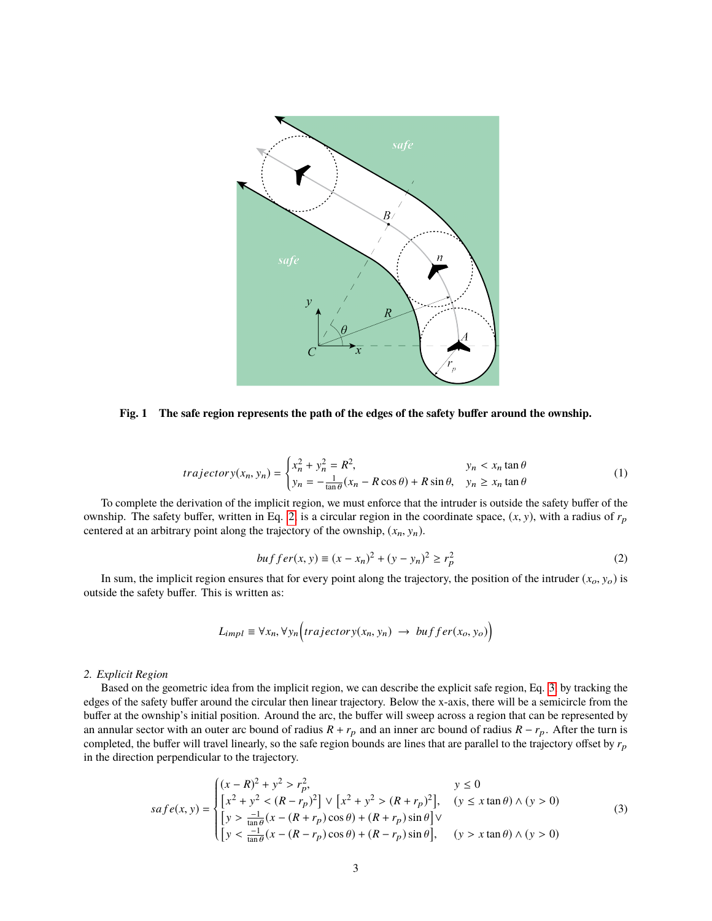**Fig. 1 The safe region represents the path of the edges of the safety buffer around the ownship.**

$$
trajectory(x_n, y_n) = \begin{cases} x_n^2 + y_n^2 = R^2, & y_n < x_n \tan\theta \\ y_n = -\frac{1}{\tan\theta}(x_n - R\cos\theta) + R\sin\theta, & y_n \geq x_n \tan\theta \end{cases} \tag{1}
$$

To complete the derivation of the implicit region, we must enforce that the intruder is outside the safety buffer of the ownship. The safety buffer, written in Eq. 2, is a circular region in the coordinate space, $(x, y)$, with a radius of $r_p$ centered at an arbitrary point along the trajectory of the ownship, $(x_n, y_n)$.

$$
buffer(x, y) \equiv (x - x_n)^2 + (y - y_n)^2 \geq r_p^2 \tag{2}
$$

In sum, the implicit region ensures that for every point along the trajectory, the position of the intruder $(x_o, y_o)$ is outside the safety buffer. This is written as:

$$
L_{impl} \equiv \forall x_n, \forall y_n \Big( trajectory(x_n, y_n) \rightarrow buffer(x_o, y_o) \Big)
$$

*2. Explicit Region*

Based on the geometric idea from the implicit region, we can describe the explicit safe region, Eq. 3 by tracking the edges of the safety buffer around the circular then linear trajectory. Below the x-axis, there will be a semicircle from the buffer at the ownship's initial position. Around the arc, the buffer will sweep across a region that can be represented by an annular sector with an outer arc bound of radius $R + r_p$ and an inner arc bound of radius $R - r_p$. After the turn is completed, the buffer will travel linearly, so the safe region bounds are lines that are parallel to the trajectory offset by $r_p$ in the direction perpendicular to the trajectory.

$$
safe(x, y) = \begin{cases} (x - R)^2 + y^2 > r_p^2, & y \leq 0 \\ \left[x^2 + y^2 < (R - r_p)^2\right] \vee \left[x^2 + y^2 > (R + r_p)^2\right], & (y \leq x\tan\theta) \wedge (y > 0) \\ \left[y > \frac{-1}{\tan\theta}(x - (R + r_p)\cos\theta) + (R + r_p)\sin\theta\right] \vee & \\ \left[y < \frac{-1}{\tan\theta}(x - (R - r_p)\cos\theta) + (R - r_p)\sin\theta\right], & (y > x\tan\theta) \wedge (y > 0) \end{cases} \tag{3}
$$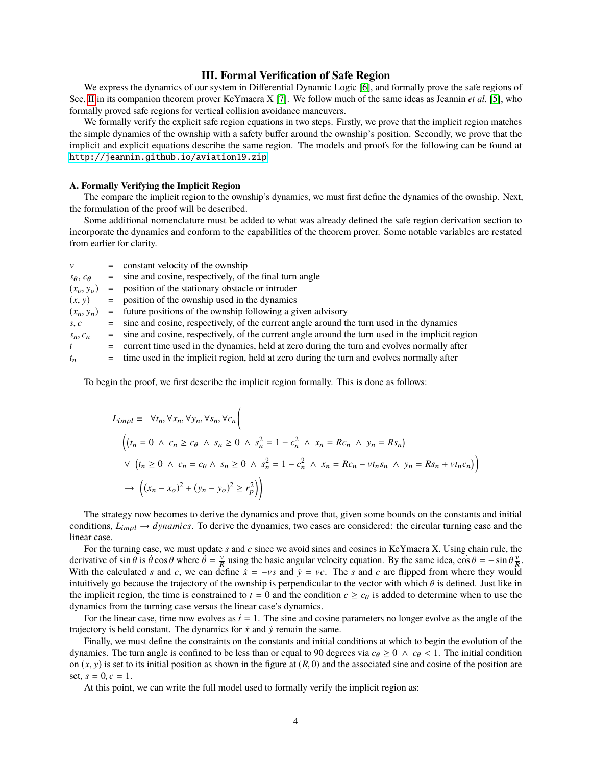## III. Formal Verification of Safe Region

We express the dynamics of our system in Differential Dynamic Logic [6], and formally prove the safe regions of Sec. II in its companion theorem prover KeYmaera X [7]. We follow much of the same ideas as Jeannin *et al.* [5], who formally proved safe regions for vertical collision avoidance maneuvers.

We formally verify the explicit safe region equations in two steps. Firstly, we prove that the implicit region matches the simple dynamics of the ownship with a safety buffer around the ownship's position. Secondly, we prove that the implicit and explicit equations describe the same region. The models and proofs for the following can be found at http://jeannin.github.io/aviation19.zip.

### A. Formally Verifying the Implicit Region

The compare the implicit region to the ownship's dynamics, we must first define the dynamics of the ownship. Next, the formulation of the proof will be described.

Some additional nomenclature must be added to what was already defined the safe region derivation section to incorporate the dynamics and conform to the capabilities of the theorem prover. Some notable variables are restated from earlier for clarity.

| | | |
|---|---|---|
| $v$ | = | constant velocity of the ownship |
| $s_\theta, c_\theta$ | = | sine and cosine, respectively, of the final turn angle |
| $(x_o, y_o)$ | = | position of the stationary obstacle or intruder |
| $(x, y)$ | = | position of the ownship used in the dynamics |
| $(x_n, y_n)$ | = | future positions of the ownship following a given advisory |
| $s, c$ | = | sine and cosine, respectively, of the current angle around the turn used in the dynamics |
| $s_n, c_n$ | = | sine and cosine, respectively, of the current angle around the turn used in the implicit region |
| $t$ | = | current time used in the dynamics, held at zero during the turn and evolves normally after |
| $t_n$ | = | time used in the implicit region, held at zero during the turn and evolves normally after |

To begin the proof, we first describe the implicit region formally. This is done as follows:

$$
\begin{aligned}
L_{impl} \equiv \quad & \forall t_n, \forall x_n, \forall y_n, \forall s_n, \forall c_n \Bigg( \\
& \Big( \big(t_n = 0 \ \land\ c_n \geq c_\theta \ \land\ s_n \geq 0 \ \land\ s_n^2 = 1 - c_n^2 \ \land\ x_n = Rc_n \ \land\ y_n = Rs_n\big) \\
& \lor\ \big(t_n \geq 0 \ \land\ c_n = c_\theta \land\ s_n \geq 0 \ \land\ s_n^2 = 1 - c_n^2 \ \land\ x_n = Rc_n - vt_n s_n \ \land\ y_n = Rs_n + vt_n c_n\big) \Big) \\
& \rightarrow \Big( (x_n - x_o)^2 + (y_n - y_o)^2 \geq r_p^2 \Big) \Bigg)
\end{aligned}
$$

The strategy now becomes to derive the dynamics and prove that, given some bounds on the constants and initial conditions, $L_{impl} \rightarrow dynamics$. To derive the dynamics, two cases are considered: the circular turning case and the linear case.

For the turning case, we must update $s$ and $c$ since we avoid sines and cosines in KeYmaera X. Using chain rule, the derivative of $\sin\theta$ is $\dot\theta\cos\theta$ where $\dot\theta = \frac{v}{R}$ using the basic angular velocity equation. By the same idea, $\dot{\cos\theta} = -\sin\theta\frac{v}{R}$. With the calculated $s$ and $c$, we can define $\dot x = -vs$ and $\dot y = vc$. The $s$ and $c$ are flipped from where they would intuitively go because the trajectory of the ownship is perpendicular to the vector with which $\theta$ is defined. Just like in the implicit region, the time is constrained to $t = 0$ and the condition $c \geq c_\theta$ is added to determine when to use the dynamics from the turning case versus the linear case's dynamics.

For the linear case, time now evolves as $\dot t = 1$. The sine and cosine parameters no longer evolve as the angle of the trajectory is held constant. The dynamics for $\dot x$ and $\dot y$ remain the same.

Finally, we must define the constraints on the constants and initial conditions at which to begin the evolution of the dynamics. The turn angle is confined to be less than or equal to 90 degrees via $c_\theta \geq 0 \ \land\ c_\theta < 1$. The initial condition on $(x, y)$ is set to its initial position as shown in the figure at $(R, 0)$ and the associated sine and cosine of the position are set, $s = 0, c = 1$.

At this point, we can write the full model used to formally verify the implicit region as: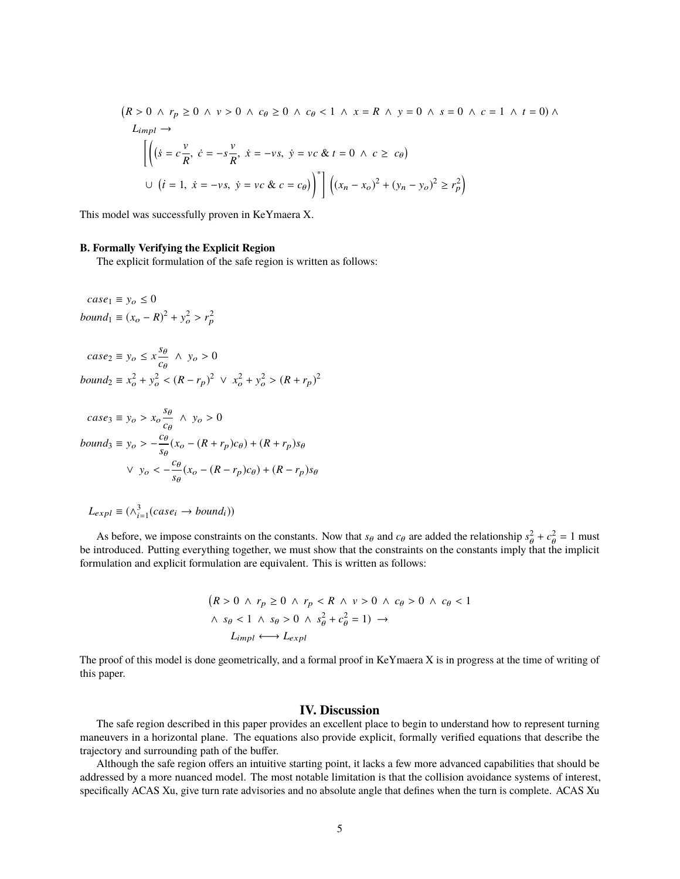$$
\begin{aligned}
&\big(R > 0 \ \wedge\ r_p \geq 0 \ \wedge\ v > 0 \ \wedge\ c_\theta \geq 0 \ \wedge\ c_\theta < 1 \ \wedge\ x = R \ \wedge\ y = 0 \ \wedge\ s = 0 \ \wedge\ c = 1 \ \wedge\ t = 0\big) \wedge \\
&\quad L_{impl} \rightarrow \\
&\quad\Bigg[\bigg(\Big(\dot{s} = c\frac{v}{R},\ \dot{c} = -s\frac{v}{R},\ \dot{x} = -vs,\ \dot{y} = vc \ \&\ t = 0 \ \wedge\ c \geq\ c_\theta\Big) \\
&\quad \cup\ \big(\dot{t} = 1,\ \dot{x} = -vs,\ \dot{y} = vc \ \&\ c = c_\theta\big)\bigg)^{*}\Bigg] \Big((x_n - x_o)^2 + (y_n - y_o)^2 \geq r_p^2\Big)
\end{aligned}
$$

This model was successfully proven in KeYmaera X.

### B. Formally Verifying the Explicit Region

The explicit formulation of the safe region is written as follows:

$$
\begin{aligned}
case_1 &\equiv y_o \leq 0 \\
bound_1 &\equiv (x_o - R)^2 + y_o^2 > r_p^2
\end{aligned}
$$

$$
\begin{aligned}
case_2 &\equiv y_o \leq x\frac{s_\theta}{c_\theta} \ \wedge\ y_o > 0 \\
bound_2 &\equiv x_o^2 + y_o^2 < (R - r_p)^2 \ \vee\ x_o^2 + y_o^2 > (R + r_p)^2
\end{aligned}
$$

$$
\begin{aligned}
case_3 &\equiv y_o > x_o\frac{s_\theta}{c_\theta} \ \wedge\ y_o > 0 \\
bound_3 &\equiv y_o > -\frac{c_\theta}{s_\theta}(x_o - (R + r_p)c_\theta) + (R + r_p)s_\theta \\
&\qquad \vee\ y_o < -\frac{c_\theta}{s_\theta}(x_o - (R - r_p)c_\theta) + (R - r_p)s_\theta
\end{aligned}
$$

$$
L_{expl} \equiv (\wedge_{i=1}^{3}(case_i \rightarrow bound_i))
$$

As before, we impose constraints on the constants. Now that $s_\theta$ and $c_\theta$ are added the relationship $s_\theta^2 + c_\theta^2 = 1$ must be introduced. Putting everything together, we must show that the constraints on the constants imply that the implicit formulation and explicit formulation are equivalent. This is written as follows:

$$
\begin{aligned}
&\big(R > 0 \ \wedge\ r_p \geq 0 \ \wedge\ r_p < R \ \wedge\ v > 0 \ \wedge\ c_\theta > 0 \ \wedge\ c_\theta < 1 \\
&\wedge\ s_\theta < 1 \ \wedge\ s_\theta > 0 \ \wedge\ s_\theta^2 + c_\theta^2 = 1\big) \ \rightarrow \\
&\qquad L_{impl} \longleftrightarrow L_{expl}
\end{aligned}
$$

The proof of this model is done geometrically, and a formal proof in KeYmaera X is in progress at the time of writing of this paper.

## IV. Discussion

The safe region described in this paper provides an excellent place to begin to understand how to represent turning maneuvers in a horizontal plane. The equations also provide explicit, formally verified equations that describe the trajectory and surrounding path of the buffer.

Although the safe region offers an intuitive starting point, it lacks a few more advanced capabilities that should be addressed by a more nuanced model. The most notable limitation is that the collision avoidance systems of interest, specifically ACAS Xu, give turn rate advisories and no absolute angle that defines when the turn is complete. ACAS Xu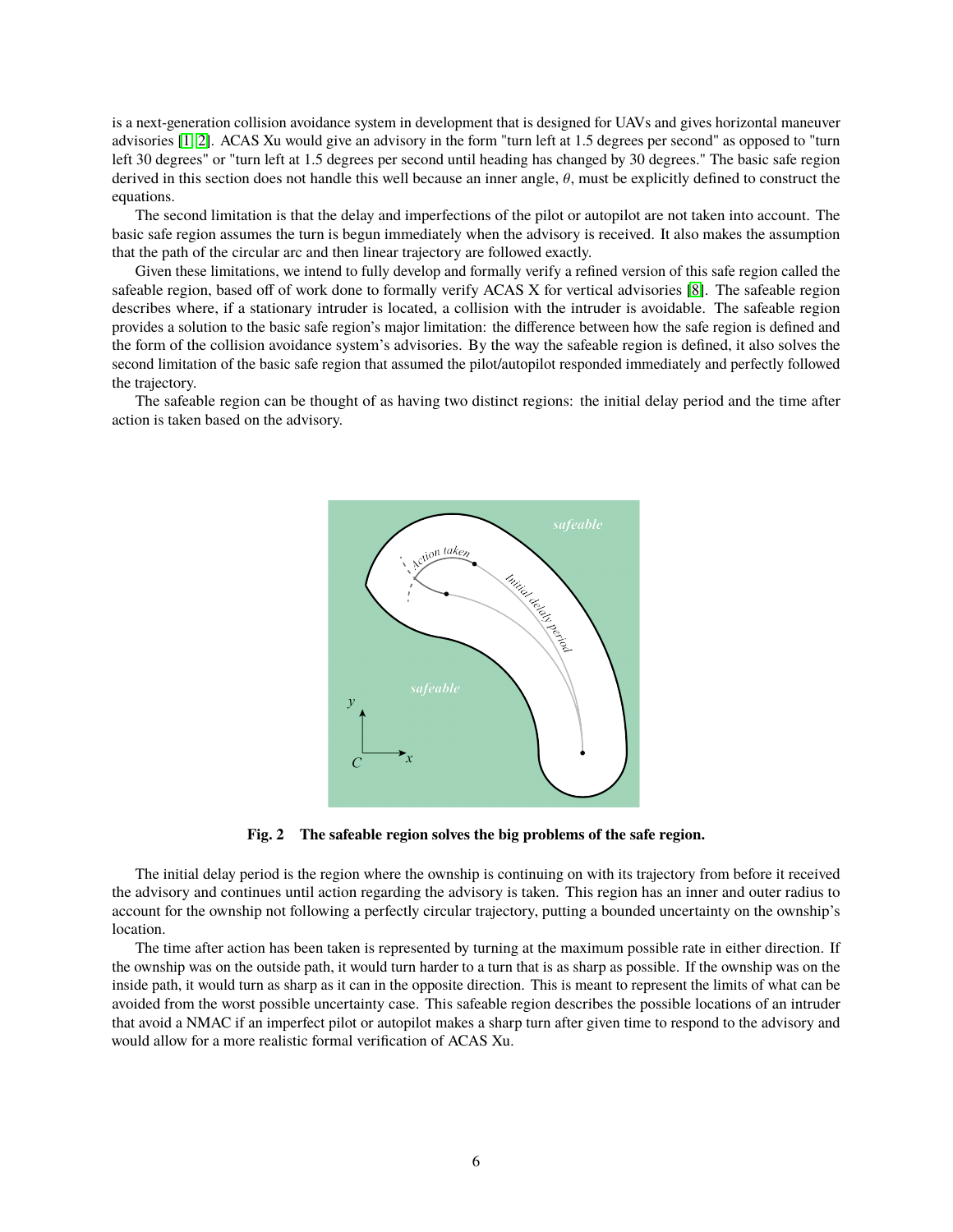is a next-generation collision avoidance system in development that is designed for UAVs and gives horizontal maneuver advisories [1, 2]. ACAS Xu would give an advisory in the form "turn left at 1.5 degrees per second" as opposed to "turn left 30 degrees" or "turn left at 1.5 degrees per second until heading has changed by 30 degrees." The basic safe region derived in this section does not handle this well because an inner angle, $\theta$, must be explicitly defined to construct the equations.

The second limitation is that the delay and imperfections of the pilot or autopilot are not taken into account. The basic safe region assumes the turn is begun immediately when the advisory is received. It also makes the assumption that the path of the circular arc and then linear trajectory are followed exactly.

Given these limitations, we intend to fully develop and formally verify a refined version of this safe region called the safeable region, based off of work done to formally verify ACAS X for vertical advisories [8]. The safeable region describes where, if a stationary intruder is located, a collision with the intruder is avoidable. The safeable region provides a solution to the basic safe region's major limitation: the difference between how the safe region is defined and the form of the collision avoidance system's advisories. By the way the safeable region is defined, it also solves the second limitation of the basic safe region that assumed the pilot/autopilot responded immediately and perfectly followed the trajectory.

The safeable region can be thought of as having two distinct regions: the initial delay period and the time after action is taken based on the advisory.

safeable

Action taken

Initial delay period

safeable

$y$

$C$

$x$

**Fig. 2 The safeable region solves the big problems of the safe region.**

The initial delay period is the region where the ownship is continuing on with its trajectory from before it received the advisory and continues until action regarding the advisory is taken. This region has an inner and outer radius to account for the ownship not following a perfectly circular trajectory, putting a bounded uncertainty on the ownship's location.

The time after action has been taken is represented by turning at the maximum possible rate in either direction. If the ownship was on the outside path, it would turn harder to a turn that is as sharp as possible. If the ownship was on the inside path, it would turn as sharp as it can in the opposite direction. This is meant to represent the limits of what can be avoided from the worst possible uncertainty case. This safeable region describes the possible locations of an intruder that avoid a NMAC if an imperfect pilot or autopilot makes a sharp turn after given time to respond to the advisory and would allow for a more realistic formal verification of ACAS Xu.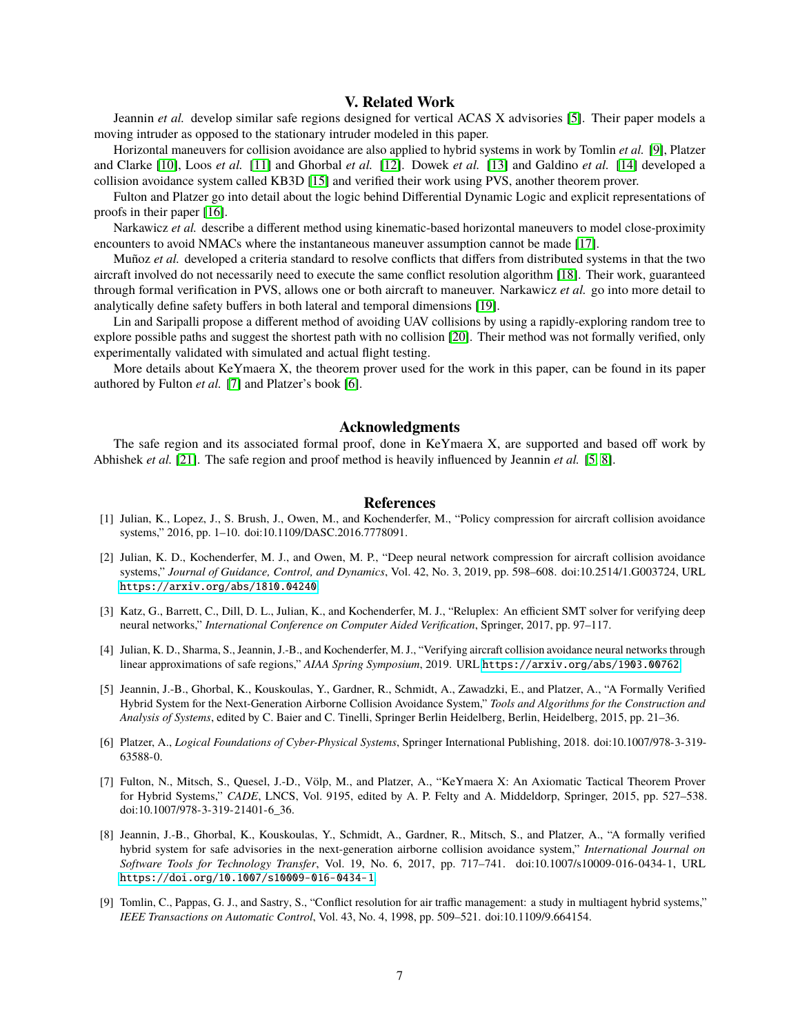## V. Related Work

Jeannin *et al.* develop similar safe regions designed for vertical ACAS X advisories [5]. Their paper models a moving intruder as opposed to the stationary intruder modeled in this paper.

Horizontal maneuvers for collision avoidance are also applied to hybrid systems in work by Tomlin *et al.* [9], Platzer and Clarke [10], Loos *et al.* [11] and Ghorbal *et al.* [12]. Dowek *et al.* [13] and Galdino *et al.* [14] developed a collision avoidance system called KB3D [15] and verified their work using PVS, another theorem prover.

Fulton and Platzer go into detail about the logic behind Differential Dynamic Logic and explicit representations of proofs in their paper [16].

Narkawicz *et al.* describe a different method using kinematic-based horizontal maneuvers to model close-proximity encounters to avoid NMACs where the instantaneous maneuver assumption cannot be made [17].

Muñoz *et al.* developed a criteria standard to resolve conflicts that differs from distributed systems in that the two aircraft involved do not necessarily need to execute the same conflict resolution algorithm [18]. Their work, guaranteed through formal verification in PVS, allows one or both aircraft to maneuver. Narkawicz *et al.* go into more detail to analytically define safety buffers in both lateral and temporal dimensions [19].

Lin and Saripalli propose a different method of avoiding UAV collisions by using a rapidly-exploring random tree to explore possible paths and suggest the shortest path with no collision [20]. Their method was not formally verified, only experimentally validated with simulated and actual flight testing.

More details about KeYmaera X, the theorem prover used for the work in this paper, can be found in its paper authored by Fulton *et al.* [7] and Platzer's book [6].

## Acknowledgments

The safe region and its associated formal proof, done in KeYmaera X, are supported and based off work by Abhishek *et al.* [21]. The safe region and proof method is heavily influenced by Jeannin *et al.* [5, 8].

## References

[1] Julian, K., Lopez, J., S. Brush, J., Owen, M., and Kochenderfer, M., "Policy compression for aircraft collision avoidance systems," 2016, pp. 1–10. doi:10.1109/DASC.2016.7778091.

[2] Julian, K. D., Kochenderfer, M. J., and Owen, M. P., "Deep neural network compression for aircraft collision avoidance systems," *Journal of Guidance, Control, and Dynamics*, Vol. 42, No. 3, 2019, pp. 598–608. doi:10.2514/1.G003724, URL https://arxiv.org/abs/1810.04240.

[3] Katz, G., Barrett, C., Dill, D. L., Julian, K., and Kochenderfer, M. J., "Reluplex: An efficient SMT solver for verifying deep neural networks," *International Conference on Computer Aided Verification*, Springer, 2017, pp. 97–117.

[4] Julian, K. D., Sharma, S., Jeannin, J.-B., and Kochenderfer, M. J., "Verifying aircraft collision avoidance neural networks through linear approximations of safe regions," *AIAA Spring Symposium*, 2019. URL https://arxiv.org/abs/1903.00762.

[5] Jeannin, J.-B., Ghorbal, K., Kouskoulas, Y., Gardner, R., Schmidt, A., Zawadzki, E., and Platzer, A., "A Formally Verified Hybrid System for the Next-Generation Airborne Collision Avoidance System," *Tools and Algorithms for the Construction and Analysis of Systems*, edited by C. Baier and C. Tinelli, Springer Berlin Heidelberg, Berlin, Heidelberg, 2015, pp. 21–36.

[6] Platzer, A., *Logical Foundations of Cyber-Physical Systems*, Springer International Publishing, 2018. doi:10.1007/978-3-319-63588-0.

[7] Fulton, N., Mitsch, S., Quesel, J.-D., Völp, M., and Platzer, A., "KeYmaera X: An Axiomatic Tactical Theorem Prover for Hybrid Systems," *CADE*, LNCS, Vol. 9195, edited by A. P. Felty and A. Middeldorp, Springer, 2015, pp. 527–538. doi:10.1007/978-3-319-21401-6_36.

[8] Jeannin, J.-B., Ghorbal, K., Kouskoulas, Y., Schmidt, A., Gardner, R., Mitsch, S., and Platzer, A., "A formally verified hybrid system for safe advisories in the next-generation airborne collision avoidance system," *International Journal on Software Tools for Technology Transfer*, Vol. 19, No. 6, 2017, pp. 717–741. doi:10.1007/s10009-016-0434-1, URL https://doi.org/10.1007/s10009-016-0434-1.

[9] Tomlin, C., Pappas, G. J., and Sastry, S., "Conflict resolution for air traffic management: a study in multiagent hybrid systems," *IEEE Transactions on Automatic Control*, Vol. 43, No. 4, 1998, pp. 509–521. doi:10.1109/9.664154.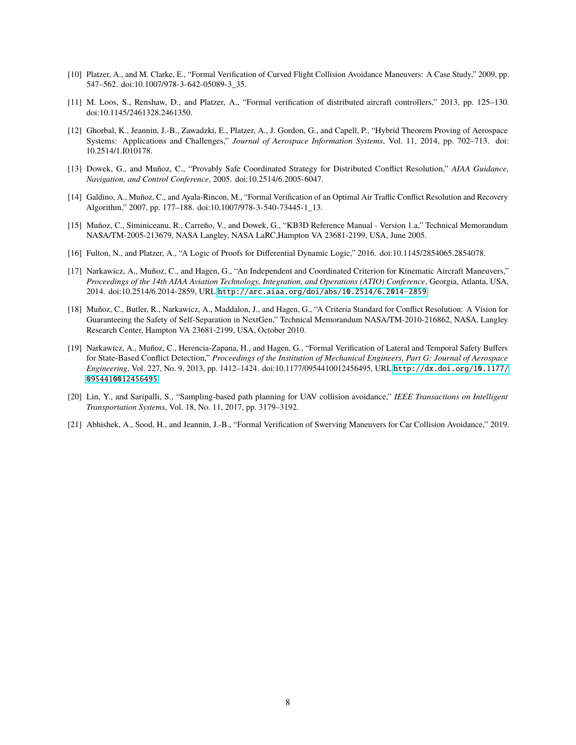[10] Platzer, A., and M. Clarke, E., "Formal Verification of Curved Flight Collision Avoidance Maneuvers: A Case Study," 2009, pp. 547–562. doi:10.1007/978-3-642-05089-3_35.

[11] M. Loos, S., Renshaw, D., and Platzer, A., "Formal verification of distributed aircraft controllers," 2013, pp. 125–130. doi:10.1145/2461328.2461350.

[12] Ghorbal, K., Jeannin, J.-B., Zawadzki, E., Platzer, A., J. Gordon, G., and Capell, P., "Hybrid Theorem Proving of Aerospace Systems: Applications and Challenges," *Journal of Aerospace Information Systems*, Vol. 11, 2014, pp. 702–713. doi: 10.2514/1.I010178.

[13] Dowek, G., and Muñoz, C., "Provably Safe Coordinated Strategy for Distributed Conflict Resolution," *AIAA Guidance, Navigation, and Control Conference*, 2005. doi:10.2514/6.2005-6047.

[14] Galdino, A., Muñoz, C., and Ayala-Rincon, M., "Formal Verification of an Optimal Air Traffic Conflict Resolution and Recovery Algorithm," 2007, pp. 177–188. doi:10.1007/978-3-540-73445-1_13.

[15] Muñoz, C., Siminiceanu, R., Carreño, V., and Dowek, G., "KB3D Reference Manual - Version 1.a," Technical Memorandum NASA/TM-2005-213679, NASA Langley, NASA LaRC,Hampton VA 23681-2199, USA, June 2005.

[16] Fulton, N., and Platzer, A., "A Logic of Proofs for Differential Dynamic Logic," 2016. doi:10.1145/2854065.2854078.

[17] Narkawicz, A., Muñoz, C., and Hagen, G., "An Independent and Coordinated Criterion for Kinematic Aircraft Maneuvers," *Proceedings of the 14th AIAA Aviation Technology, Integration, and Operations (ATIO) Conference*, Georgia, Atlanta, USA, 2014. doi:10.2514/6.2014-2859, URL http://arc.aiaa.org/doi/abs/10.2514/6.2014-2859.

[18] Muñoz, C., Butler, R., Narkawicz, A., Maddalon, J., and Hagen, G., "A Criteria Standard for Conflict Resolution: A Vision for Guaranteeing the Safety of Self-Separation in NextGen," Technical Memorandum NASA/TM-2010-216862, NASA, Langley Research Center, Hampton VA 23681-2199, USA, October 2010.

[19] Narkawicz, A., Muñoz, C., Herencia-Zapana, H., and Hagen, G., "Formal Verification of Lateral and Temporal Safety Buffers for State-Based Conflict Detection," *Proceedings of the Institution of Mechanical Engineers, Part G: Journal of Aerospace Engineering*, Vol. 227, No. 9, 2013, pp. 1412–1424. doi:10.1177/0954410012456495, URL http://dx.doi.org/10.1177/0954410012456495.

[20] Lin, Y., and Saripalli, S., "Sampling-based path planning for UAV collision avoidance," *IEEE Transactions on Intelligent Transportation Systems*, Vol. 18, No. 11, 2017, pp. 3179–3192.

[21] Abhishek, A., Sood, H., and Jeannin, J.-B., "Formal Verification of Swerving Maneuvers for Car Collision Avoidance," 2019.